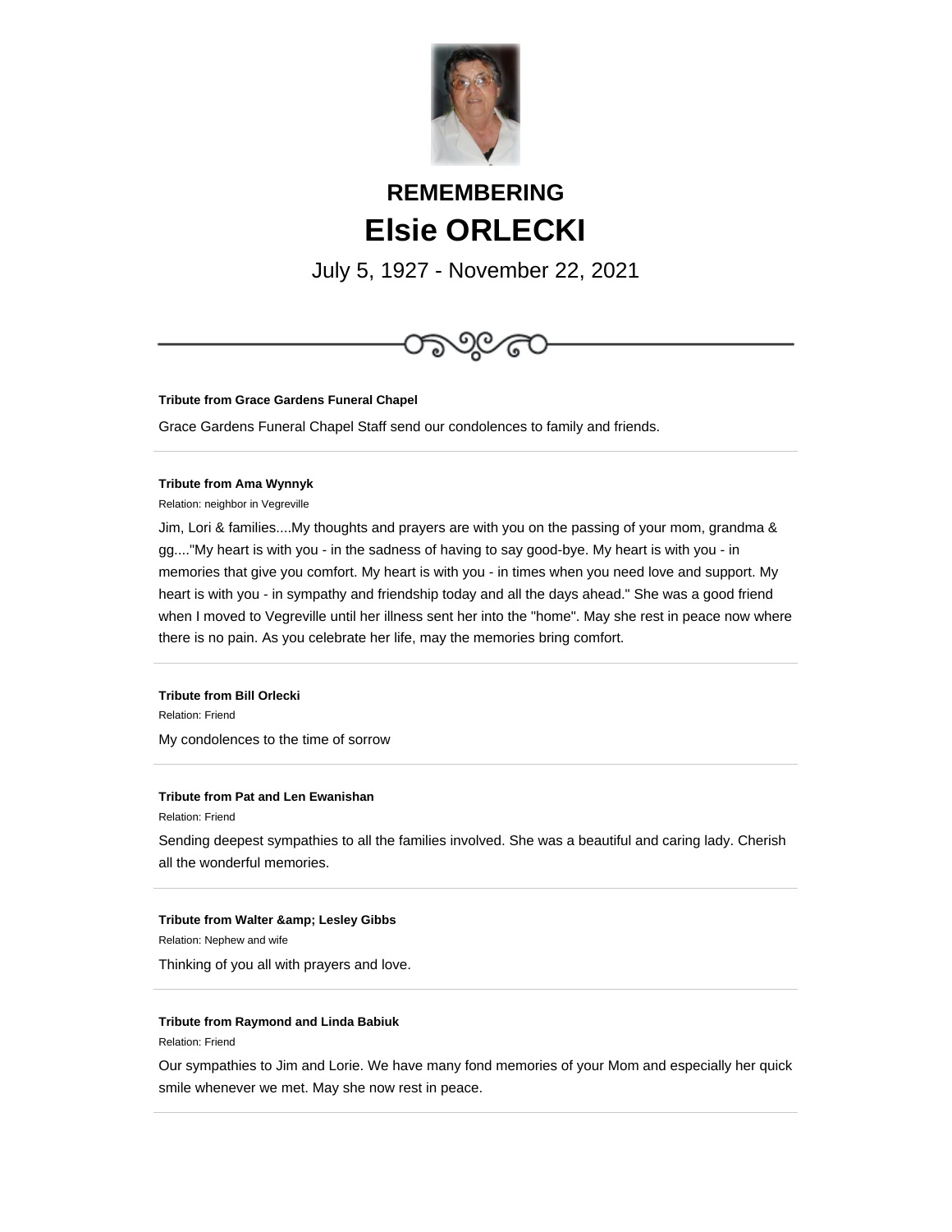## REMEMBERING

# Elsie ORLECKI

July 5, 1927 - November 22, 2021

---

**Tribute from Grace Gardens Funeral Chapel**

Grace Gardens Funeral Chapel Staff send our condolences to family and friends.

---

**Tribute from Ama Wynnyk**

Relation: neighbor in Vegreville

Jim, Lori & families....My thoughts and prayers are with you on the passing of your mom, grandma & gg...."My heart is with you - in the sadness of having to say good-bye. My heart is with you - in memories that give you comfort. My heart is with you - in times when you need love and support. My heart is with you - in sympathy and friendship today and all the days ahead." She was a good friend when I moved to Vegreville until her illness sent her into the "home". May she rest in peace now where there is no pain. As you celebrate her life, may the memories bring comfort.

---

**Tribute from Bill Orlecki**

Relation: Friend

My condolences to the time of sorrow

---

**Tribute from Pat and Len Ewanishan**

Relation: Friend

Sending deepest sympathies to all the families involved. She was a beautiful and caring lady. Cherish all the wonderful memories.

---

**Tribute from Walter &amp; Lesley Gibbs**

Relation: Nephew and wife

Thinking of you all with prayers and love.

---

**Tribute from Raymond and Linda Babiuk**

Relation: Friend

Our sympathies to Jim and Lorie. We have many fond memories of your Mom and especially her quick smile whenever we met. May she now rest in peace.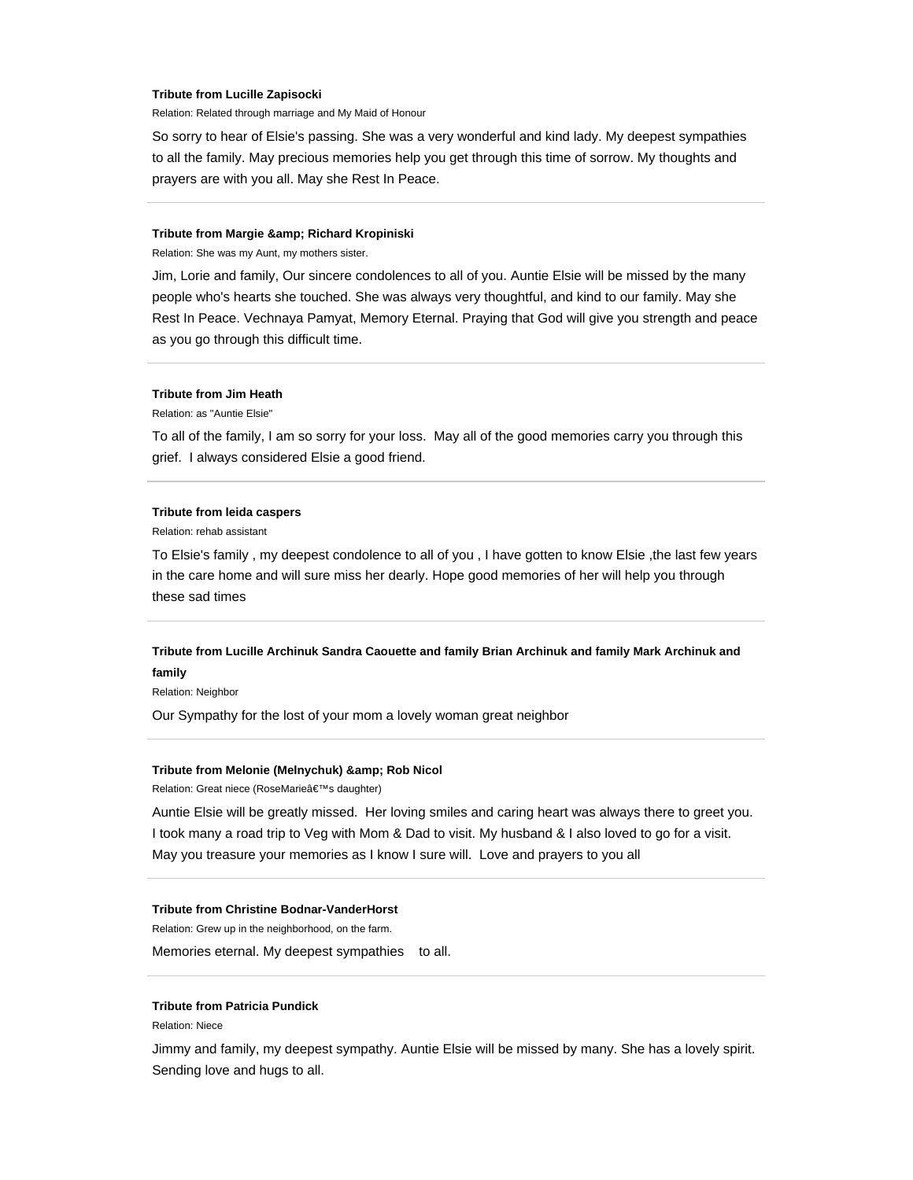**Tribute from Lucille Zapisocki**

Relation: Related through marriage and My Maid of Honour

So sorry to hear of Elsie's passing. She was a very wonderful and kind lady. My deepest sympathies to all the family. May precious memories help you get through this time of sorrow. My thoughts and prayers are with you all. May she Rest In Peace.

---

**Tribute from Margie &amp; Richard Kropiniski**

Relation: She was my Aunt, my mothers sister.

Jim, Lorie and family, Our sincere condolences to all of you. Auntie Elsie will be missed by the many people who's hearts she touched. She was always very thoughtful, and kind to our family. May she Rest In Peace. Vechnaya Pamyat, Memory Eternal. Praying that God will give you strength and peace as you go through this difficult time.

---

**Tribute from Jim Heath**

Relation: as "Auntie Elsie"

To all of the family, I am so sorry for your loss. May all of the good memories carry you through this grief. I always considered Elsie a good friend.

---

**Tribute from leida caspers**

Relation: rehab assistant

To Elsie's family , my deepest condolence to all of you , I have gotten to know Elsie ,the last few years in the care home and will sure miss her dearly. Hope good memories of her will help you through these sad times

---

**Tribute from Lucille Archinuk Sandra Caouette and family Brian Archinuk and family Mark Archinuk and family**

Relation: Neighbor

Our Sympathy for the lost of your mom a lovely woman great neighbor

---

**Tribute from Melonie (Melnychuk) &amp; Rob Nicol**

Relation: Great niece (RoseMarieâ€™s daughter)

Auntie Elsie will be greatly missed. Her loving smiles and caring heart was always there to greet you. I took many a road trip to Veg with Mom & Dad to visit. My husband & I also loved to go for a visit. May you treasure your memories as I know I sure will. Love and prayers to you all

---

**Tribute from Christine Bodnar-VanderHorst**

Relation: Grew up in the neighborhood, on the farm.

Memories eternal. My deepest sympathies to all.

---

**Tribute from Patricia Pundick**

Relation: Niece

Jimmy and family, my deepest sympathy. Auntie Elsie will be missed by many. She has a lovely spirit. Sending love and hugs to all.